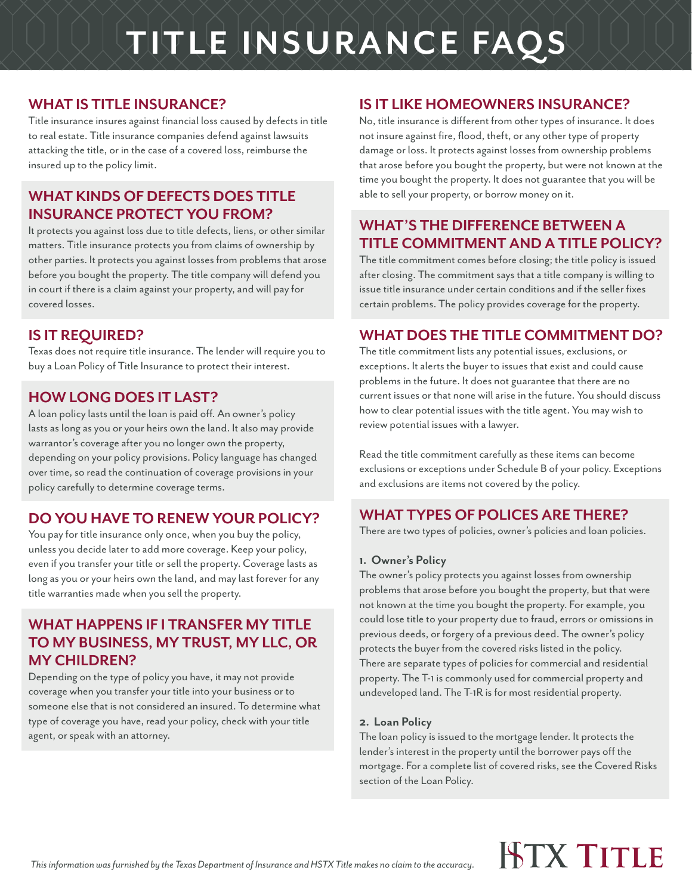# TITLE INSURANCE FAQS

## WHAT IS TITLE INSURANCE?

Title insurance insures against financial loss caused by defects in title to real estate. Title insurance companies defend against lawsuits attacking the title, or in the case of a covered loss, reimburse the insured up to the policy limit.

## WHAT KINDS OF DEFECTS DOES TITLE INSURANCE PROTECT YOU FROM?

It protects you against loss due to title defects, liens, or other similar matters. Title insurance protects you from claims of ownership by other parties. It protects you against losses from problems that arose before you bought the property. The title company will defend you in court if there is a claim against your property, and will pay for covered losses.

## IS IT REQUIRED?

Texas does not require title insurance. The lender will require you to buy a Loan Policy of Title Insurance to protect their interest.

## HOW LONG DOES IT LAST?

A loan policy lasts until the loan is paid off. An owner's policy lasts as long as you or your heirs own the land. It also may provide warrantor's coverage after you no longer own the property, depending on your policy provisions. Policy language has changed over time, so read the continuation of coverage provisions in your policy carefully to determine coverage terms.

## DO YOU HAVE TO RENEW YOUR POLICY?

You pay for title insurance only once, when you buy the policy, unless you decide later to add more coverage. Keep your policy, even if you transfer your title or sell the property. Coverage lasts as long as you or your heirs own the land, and may last forever for any title warranties made when you sell the property.

## WHAT HAPPENS IF I TRANSFER MY TITLE TO MY BUSINESS, MY TRUST, MY LLC, OR MY CHILDREN?

Depending on the type of policy you have, it may not provide coverage when you transfer your title into your business or to someone else that is not considered an insured. To determine what type of coverage you have, read your policy, check with your title agent, or speak with an attorney.

## IS IT LIKE HOMEOWNERS INSURANCE?

No, title insurance is different from other types of insurance. It does not insure against fire, flood, theft, or any other type of property damage or loss. It protects against losses from ownership problems that arose before you bought the property, but were not known at the time you bought the property. It does not guarantee that you will be able to sell your property, or borrow money on it.

## WHAT'S THE DIFFERENCE BETWEEN A TITLE COMMITMENT AND A TITLE POLICY?

The title commitment comes before closing; the title policy is issued after closing. The commitment says that a title company is willing to issue title insurance under certain conditions and if the seller fixes certain problems. The policy provides coverage for the property.

## WHAT DOES THE TITLE COMMITMENT DO?

The title commitment lists any potential issues, exclusions, or exceptions. It alerts the buyer to issues that exist and could cause problems in the future. It does not guarantee that there are no current issues or that none will arise in the future. You should discuss how to clear potential issues with the title agent. You may wish to review potential issues with a lawyer.

Read the title commitment carefully as these items can become exclusions or exceptions under Schedule B of your policy. Exceptions and exclusions are items not covered by the policy.

## WHAT TYPES OF POLICES ARE THERE?

There are two types of policies, owner's policies and loan policies.

**1. Owner's Policy**

The owner's policy protects you against losses from ownership problems that arose before you bought the property, but that were not known at the time you bought the property. For example, you could lose title to your property due to fraud, errors or omissions in previous deeds, or forgery of a previous deed. The owner's policy protects the buyer from the covered risks listed in the policy. There are separate types of policies for commercial and residential property. The T-1 is commonly used for commercial property and undeveloped land. The T-1R is for most residential property.

**2. Loan Policy**

The loan policy is issued to the mortgage lender. It protects the lender's interest in the property until the borrower pays off the mortgage. For a complete list of covered risks, see the Covered Risks section of the Loan Policy.

*This information was furnished by the Texas Department of Insurance and HSTX Title makes no claim to the accuracy.*

HSTX TITLE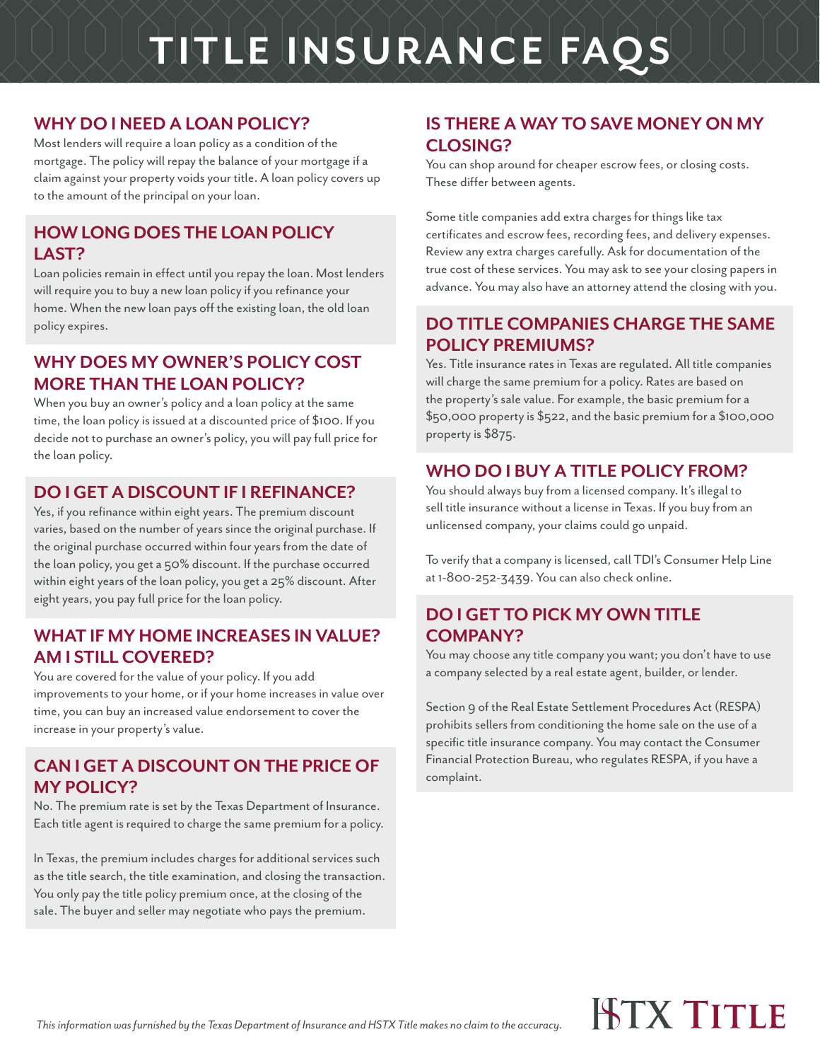# TITLE INSURANCE FAQS

## WHY DO I NEED A LOAN POLICY?

Most lenders will require a loan policy as a condition of the mortgage. The policy will repay the balance of your mortgage if a claim against your property voids your title. A loan policy covers up to the amount of the principal on your loan.

## HOW LONG DOES THE LOAN POLICY LAST?

Loan policies remain in effect until you repay the loan. Most lenders will require you to buy a new loan policy if you refinance your home. When the new loan pays off the existing loan, the old loan policy expires.

## WHY DOES MY OWNER'S POLICY COST MORE THAN THE LOAN POLICY?

When you buy an owner's policy and a loan policy at the same time, the loan policy is issued at a discounted price of $100. If you decide not to purchase an owner's policy, you will pay full price for the loan policy.

## DO I GET A DISCOUNT IF I REFINANCE?

Yes, if you refinance within eight years. The premium discount varies, based on the number of years since the original purchase. If the original purchase occurred within four years from the date of the loan policy, you get a 50% discount. If the purchase occurred within eight years of the loan policy, you get a 25% discount. After eight years, you pay full price for the loan policy.

## WHAT IF MY HOME INCREASES IN VALUE? AM I STILL COVERED?

You are covered for the value of your policy. If you add improvements to your home, or if your home increases in value over time, you can buy an increased value endorsement to cover the increase in your property's value.

## CAN I GET A DISCOUNT ON THE PRICE OF MY POLICY?

No. The premium rate is set by the Texas Department of Insurance. Each title agent is required to charge the same premium for a policy.

In Texas, the premium includes charges for additional services such as the title search, the title examination, and closing the transaction. You only pay the title policy premium once, at the closing of the sale. The buyer and seller may negotiate who pays the premium.

## IS THERE A WAY TO SAVE MONEY ON MY CLOSING?

You can shop around for cheaper escrow fees, or closing costs. These differ between agents.

Some title companies add extra charges for things like tax certificates and escrow fees, recording fees, and delivery expenses. Review any extra charges carefully. Ask for documentation of the true cost of these services. You may ask to see your closing papers in advance. You may also have an attorney attend the closing with you.

## DO TITLE COMPANIES CHARGE THE SAME POLICY PREMIUMS?

Yes. Title insurance rates in Texas are regulated. All title companies will charge the same premium for a policy. Rates are based on the property's sale value. For example, the basic premium for a $50,000 property is $522, and the basic premium for a $100,000 property is $875.

## WHO DO I BUY A TITLE POLICY FROM?

You should always buy from a licensed company. It's illegal to sell title insurance without a license in Texas. If you buy from an unlicensed company, your claims could go unpaid.

To verify that a company is licensed, call TDI's Consumer Help Line at 1-800-252-3439. You can also check online.

## DO I GET TO PICK MY OWN TITLE COMPANY?

You may choose any title company you want; you don't have to use a company selected by a real estate agent, builder, or lender.

Section 9 of the Real Estate Settlement Procedures Act (RESPA) prohibits sellers from conditioning the home sale on the use of a specific title insurance company. You may contact the Consumer Financial Protection Bureau, who regulates RESPA, if you have a complaint.

*This information was furnished by the Texas Department of Insurance and HSTX Title makes no claim to the accuracy.*

HSTX TITLE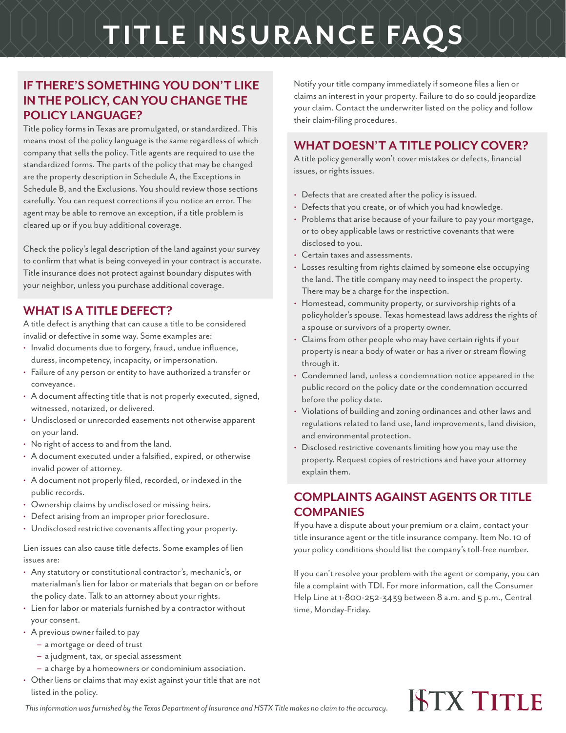# TITLE INSURANCE FAQS

## IF THERE'S SOMETHING YOU DON'T LIKE IN THE POLICY, CAN YOU CHANGE THE POLICY LANGUAGE?

Title policy forms in Texas are promulgated, or standardized. This means most of the policy language is the same regardless of which company that sells the policy. Title agents are required to use the standardized forms. The parts of the policy that may be changed are the property description in Schedule A, the Exceptions in Schedule B, and the Exclusions. You should review those sections carefully. You can request corrections if you notice an error. The agent may be able to remove an exception, if a title problem is cleared up or if you buy additional coverage.

Check the policy's legal description of the land against your survey to confirm that what is being conveyed in your contract is accurate. Title insurance does not protect against boundary disputes with your neighbor, unless you purchase additional coverage.

## WHAT IS A TITLE DEFECT?

A title defect is anything that can cause a title to be considered invalid or defective in some way. Some examples are:

- Invalid documents due to forgery, fraud, undue influence, duress, incompetency, incapacity, or impersonation.
- Failure of any person or entity to have authorized a transfer or conveyance.
- A document affecting title that is not properly executed, signed, witnessed, notarized, or delivered.
- Undisclosed or unrecorded easements not otherwise apparent on your land.
- No right of access to and from the land.
- A document executed under a falsified, expired, or otherwise invalid power of attorney.
- A document not properly filed, recorded, or indexed in the public records.
- Ownership claims by undisclosed or missing heirs.
- Defect arising from an improper prior foreclosure.
- Undisclosed restrictive covenants affecting your property.

Lien issues can also cause title defects. Some examples of lien issues are:

- Any statutory or constitutional contractor's, mechanic's, or materialman's lien for labor or materials that began on or before the policy date. Talk to an attorney about your rights.
- Lien for labor or materials furnished by a contractor without your consent.
- A previous owner failed to pay
  - a mortgage or deed of trust
  - a judgment, tax, or special assessment
  - a charge by a homeowners or condominium association.
- Other liens or claims that may exist against your title that are not listed in the policy.

Notify your title company immediately if someone files a lien or claims an interest in your property. Failure to do so could jeopardize your claim. Contact the underwriter listed on the policy and follow their claim-filing procedures.

## WHAT DOESN'T A TITLE POLICY COVER?

A title policy generally won't cover mistakes or defects, financial issues, or rights issues.

- Defects that are created after the policy is issued.
- Defects that you create, or of which you had knowledge.
- Problems that arise because of your failure to pay your mortgage, or to obey applicable laws or restrictive covenants that were disclosed to you.
- Certain taxes and assessments.
- Losses resulting from rights claimed by someone else occupying the land. The title company may need to inspect the property. There may be a charge for the inspection.
- Homestead, community property, or survivorship rights of a policyholder's spouse. Texas homestead laws address the rights of a spouse or survivors of a property owner.
- Claims from other people who may have certain rights if your property is near a body of water or has a river or stream flowing through it.
- Condemned land, unless a condemnation notice appeared in the public record on the policy date or the condemnation occurred before the policy date.
- Violations of building and zoning ordinances and other laws and regulations related to land use, land improvements, land division, and environmental protection.
- Disclosed restrictive covenants limiting how you may use the property. Request copies of restrictions and have your attorney explain them.

## COMPLAINTS AGAINST AGENTS OR TITLE COMPANIES

If you have a dispute about your premium or a claim, contact your title insurance agent or the title insurance company. Item No. 10 of your policy conditions should list the company's toll-free number.

If you can't resolve your problem with the agent or company, you can file a complaint with TDI. For more information, call the Consumer Help Line at 1-800-252-3439 between 8 a.m. and 5 p.m., Central time, Monday-Friday.

*This information was furnished by the Texas Department of Insurance and HSTX Title makes no claim to the accuracy.*

HSTX TITLE